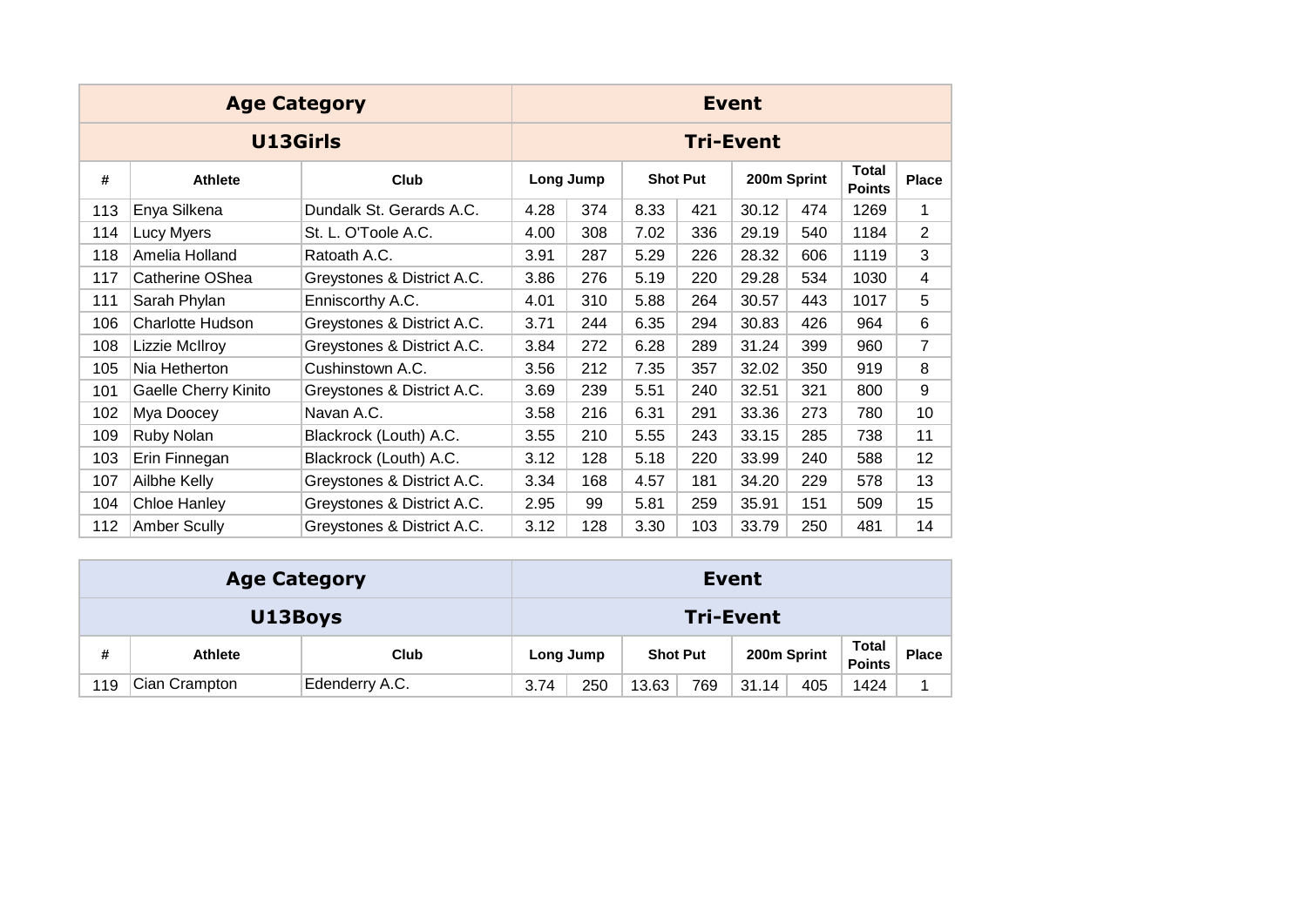| Age Category | | | Event | | | | | | | |
|---|---|---|---|---|---|---|---|---|---|---|
| U13Girls | | | Tri-Event | | | | | | | |
| # | Athlete | Club | Long Jump | | Shot Put | | 200m Sprint | | Total Points | Place |
| 113 | Enya Silkena | Dundalk St. Gerards A.C. | 4.28 | 374 | 8.33 | 421 | 30.12 | 474 | 1269 | 1 |
| 114 | Lucy Myers | St. L. O'Toole A.C. | 4.00 | 308 | 7.02 | 336 | 29.19 | 540 | 1184 | 2 |
| 118 | Amelia Holland | Ratoath A.C. | 3.91 | 287 | 5.29 | 226 | 28.32 | 606 | 1119 | 3 |
| 117 | Catherine OShea | Greystones & District A.C. | 3.86 | 276 | 5.19 | 220 | 29.28 | 534 | 1030 | 4 |
| 111 | Sarah Phylan | Enniscorthy A.C. | 4.01 | 310 | 5.88 | 264 | 30.57 | 443 | 1017 | 5 |
| 106 | Charlotte Hudson | Greystones & District A.C. | 3.71 | 244 | 6.35 | 294 | 30.83 | 426 | 964 | 6 |
| 108 | Lizzie McIlroy | Greystones & District A.C. | 3.84 | 272 | 6.28 | 289 | 31.24 | 399 | 960 | 7 |
| 105 | Nia Hetherton | Cushinstown A.C. | 3.56 | 212 | 7.35 | 357 | 32.02 | 350 | 919 | 8 |
| 101 | Gaelle Cherry Kinito | Greystones & District A.C. | 3.69 | 239 | 5.51 | 240 | 32.51 | 321 | 800 | 9 |
| 102 | Mya Doocey | Navan A.C. | 3.58 | 216 | 6.31 | 291 | 33.36 | 273 | 780 | 10 |
| 109 | Ruby Nolan | Blackrock (Louth) A.C. | 3.55 | 210 | 5.55 | 243 | 33.15 | 285 | 738 | 11 |
| 103 | Erin Finnegan | Blackrock (Louth) A.C. | 3.12 | 128 | 5.18 | 220 | 33.99 | 240 | 588 | 12 |
| 107 | Ailbhe Kelly | Greystones & District A.C. | 3.34 | 168 | 4.57 | 181 | 34.20 | 229 | 578 | 13 |
| 104 | Chloe Hanley | Greystones & District A.C. | 2.95 | 99 | 5.81 | 259 | 35.91 | 151 | 509 | 15 |
| 112 | Amber Scully | Greystones & District A.C. | 3.12 | 128 | 3.30 | 103 | 33.79 | 250 | 481 | 14 |

| Age Category | | | Event | | | | | | | |
|---|---|---|---|---|---|---|---|---|---|---|
| U13Boys | | | Tri-Event | | | | | | | |
| # | Athlete | Club | Long Jump | | Shot Put | | 200m Sprint | | Total Points | Place |
| 119 | Cian Crampton | Edenderry A.C. | 3.74 | 250 | 13.63 | 769 | 31.14 | 405 | 1424 | 1 |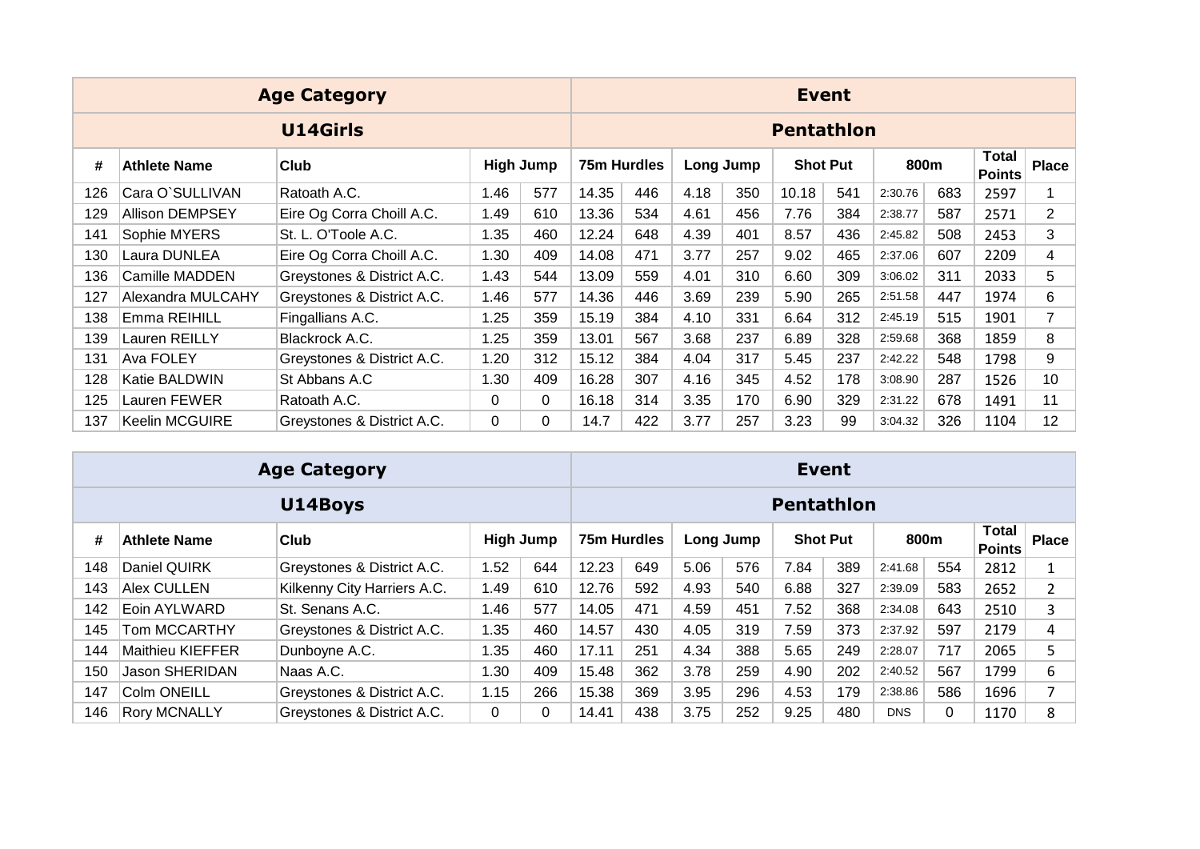| Age Category | | | | | Event | | | | | | | | | | | |
|---|---|---|---|---|---|---|---|---|---|---|---|---|---|---|---|---|
| **U14Girls** | | | | | **Pentathlon** | | | | | | | | | | | |
| # | Athlete Name | Club | High Jump | | 75m Hurdles | | Long Jump | | Shot Put | | 800m | | Total Points | Place |
| 126 | Cara O`SULLIVAN | Ratoath A.C. | 1.46 | 577 | 14.35 | 446 | 4.18 | 350 | 10.18 | 541 | 2:30.76 | 683 | 2597 | 1 |
| 129 | Allison DEMPSEY | Eire Og Corra Choill A.C. | 1.49 | 610 | 13.36 | 534 | 4.61 | 456 | 7.76 | 384 | 2:38.77 | 587 | 2571 | 2 |
| 141 | Sophie MYERS | St. L. O'Toole A.C. | 1.35 | 460 | 12.24 | 648 | 4.39 | 401 | 8.57 | 436 | 2:45.82 | 508 | 2453 | 3 |
| 130 | Laura DUNLEA | Eire Og Corra Choill A.C. | 1.30 | 409 | 14.08 | 471 | 3.77 | 257 | 9.02 | 465 | 2:37.06 | 607 | 2209 | 4 |
| 136 | Camille MADDEN | Greystones & District A.C. | 1.43 | 544 | 13.09 | 559 | 4.01 | 310 | 6.60 | 309 | 3:06.02 | 311 | 2033 | 5 |
| 127 | Alexandra MULCAHY | Greystones & District A.C. | 1.46 | 577 | 14.36 | 446 | 3.69 | 239 | 5.90 | 265 | 2:51.58 | 447 | 1974 | 6 |
| 138 | Emma REIHILL | Fingallians A.C. | 1.25 | 359 | 15.19 | 384 | 4.10 | 331 | 6.64 | 312 | 2:45.19 | 515 | 1901 | 7 |
| 139 | Lauren REILLY | Blackrock A.C. | 1.25 | 359 | 13.01 | 567 | 3.68 | 237 | 6.89 | 328 | 2:59.68 | 368 | 1859 | 8 |
| 131 | Ava FOLEY | Greystones & District A.C. | 1.20 | 312 | 15.12 | 384 | 4.04 | 317 | 5.45 | 237 | 2:42.22 | 548 | 1798 | 9 |
| 128 | Katie BALDWIN | St Abbans A.C | 1.30 | 409 | 16.28 | 307 | 4.16 | 345 | 4.52 | 178 | 3:08.90 | 287 | 1526 | 10 |
| 125 | Lauren FEWER | Ratoath A.C. | 0 | 0 | 16.18 | 314 | 3.35 | 170 | 6.90 | 329 | 2:31.22 | 678 | 1491 | 11 |
| 137 | Keelin MCGUIRE | Greystones & District A.C. | 0 | 0 | 14.7 | 422 | 3.77 | 257 | 3.23 | 99 | 3:04.32 | 326 | 1104 | 12 |

| Age Category | | | | | Event | | | | | | | | | | | |
|---|---|---|---|---|---|---|---|---|---|---|---|---|---|---|---|---|
| **U14Boys** | | | | | **Pentathlon** | | | | | | | | | | | |
| # | Athlete Name | Club | High Jump | | 75m Hurdles | | Long Jump | | Shot Put | | 800m | | Total Points | Place |
| 148 | Daniel QUIRK | Greystones & District A.C. | 1.52 | 644 | 12.23 | 649 | 5.06 | 576 | 7.84 | 389 | 2:41.68 | 554 | 2812 | 1 |
| 143 | Alex CULLEN | Kilkenny City Harriers A.C. | 1.49 | 610 | 12.76 | 592 | 4.93 | 540 | 6.88 | 327 | 2:39.09 | 583 | 2652 | 2 |
| 142 | Eoin AYLWARD | St. Senans A.C. | 1.46 | 577 | 14.05 | 471 | 4.59 | 451 | 7.52 | 368 | 2:34.08 | 643 | 2510 | 3 |
| 145 | Tom MCCARTHY | Greystones & District A.C. | 1.35 | 460 | 14.57 | 430 | 4.05 | 319 | 7.59 | 373 | 2:37.92 | 597 | 2179 | 4 |
| 144 | Maithieu KIEFFER | Dunboyne A.C. | 1.35 | 460 | 17.11 | 251 | 4.34 | 388 | 5.65 | 249 | 2:28.07 | 717 | 2065 | 5 |
| 150 | Jason SHERIDAN | Naas A.C. | 1.30 | 409 | 15.48 | 362 | 3.78 | 259 | 4.90 | 202 | 2:40.52 | 567 | 1799 | 6 |
| 147 | Colm ONEILL | Greystones & District A.C. | 1.15 | 266 | 15.38 | 369 | 3.95 | 296 | 4.53 | 179 | 2:38.86 | 586 | 1696 | 7 |
| 146 | Rory MCNALLY | Greystones & District A.C. | 0 | 0 | 14.41 | 438 | 3.75 | 252 | 9.25 | 480 | DNS | 0 | 1170 | 8 |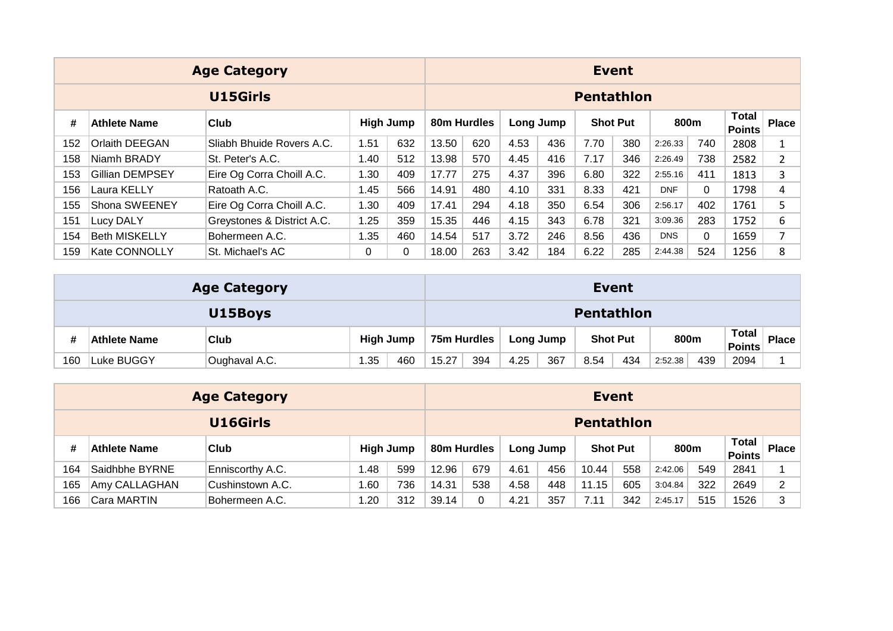| Age Category | | | Event | | | | | | | | | | | |
|---|---|---|---|---|---|---|---|---|---|---|---|---|---|---|
| **U15Girls** | | | **Pentathlon** | | | | | | | | | | | |
| # | Athlete Name | Club | High Jump | | 80m Hurdles | | Long Jump | | Shot Put | | 800m | | Total Points | Place |
| 152 | Orlaith DEEGAN | Sliabh Bhuide Rovers A.C. | 1.51 | 632 | 13.50 | 620 | 4.53 | 436 | 7.70 | 380 | 2:26.33 | 740 | 2808 | 1 |
| 158 | Niamh BRADY | St. Peter's A.C. | 1.40 | 512 | 13.98 | 570 | 4.45 | 416 | 7.17 | 346 | 2:26.49 | 738 | 2582 | 2 |
| 153 | Gillian DEMPSEY | Eire Og Corra Choill A.C. | 1.30 | 409 | 17.77 | 275 | 4.37 | 396 | 6.80 | 322 | 2:55.16 | 411 | 1813 | 3 |
| 156 | Laura KELLY | Ratoath A.C. | 1.45 | 566 | 14.91 | 480 | 4.10 | 331 | 8.33 | 421 | DNF | 0 | 1798 | 4 |
| 155 | Shona SWEENEY | Eire Og Corra Choill A.C. | 1.30 | 409 | 17.41 | 294 | 4.18 | 350 | 6.54 | 306 | 2:56.17 | 402 | 1761 | 5 |
| 151 | Lucy DALY | Greystones & District A.C. | 1.25 | 359 | 15.35 | 446 | 4.15 | 343 | 6.78 | 321 | 3:09.36 | 283 | 1752 | 6 |
| 154 | Beth MISKELLY | Bohermeen A.C. | 1.35 | 460 | 14.54 | 517 | 3.72 | 246 | 8.56 | 436 | DNS | 0 | 1659 | 7 |
| 159 | Kate CONNOLLY | St. Michael's AC | 0 | 0 | 18.00 | 263 | 3.42 | 184 | 6.22 | 285 | 2:44.38 | 524 | 1256 | 8 |

| Age Category | | | Event | | | | | | | | | | | |
|---|---|---|---|---|---|---|---|---|---|---|---|---|---|---|
| **U15Boys** | | | **Pentathlon** | | | | | | | | | | | |
| # | Athlete Name | Club | High Jump | | 75m Hurdles | | Long Jump | | Shot Put | | 800m | | Total Points | Place |
| 160 | Luke BUGGY | Oughaval A.C. | 1.35 | 460 | 15.27 | 394 | 4.25 | 367 | 8.54 | 434 | 2:52.38 | 439 | 2094 | 1 |

| Age Category | | | Event | | | | | | | | | | | |
|---|---|---|---|---|---|---|---|---|---|---|---|---|---|---|
| **U16Girls** | | | **Pentathlon** | | | | | | | | | | | |
| # | Athlete Name | Club | High Jump | | 80m Hurdles | | Long Jump | | Shot Put | | 800m | | Total Points | Place |
| 164 | Saidhbhe BYRNE | Enniscorthy A.C. | 1.48 | 599 | 12.96 | 679 | 4.61 | 456 | 10.44 | 558 | 2:42.06 | 549 | 2841 | 1 |
| 165 | Amy CALLAGHAN | Cushinstown A.C. | 1.60 | 736 | 14.31 | 538 | 4.58 | 448 | 11.15 | 605 | 3:04.84 | 322 | 2649 | 2 |
| 166 | Cara MARTIN | Bohermeen A.C. | 1.20 | 312 | 39.14 | 0 | 4.21 | 357 | 7.11 | 342 | 2:45.17 | 515 | 1526 | 3 |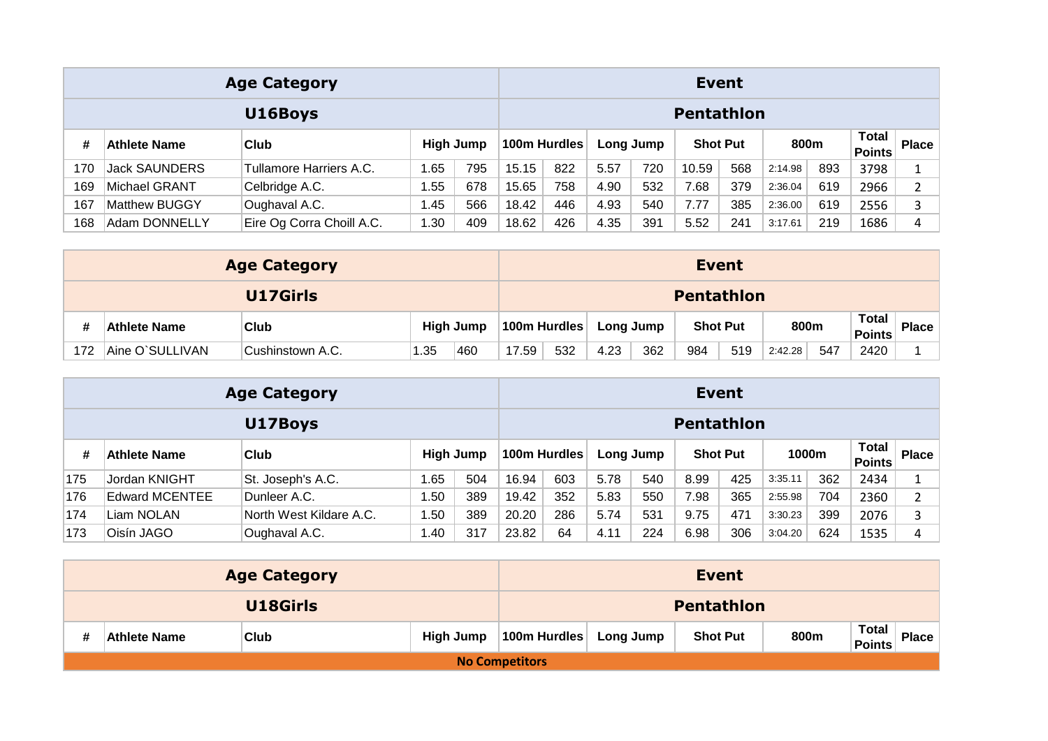| Age Category | | | | | Event | | | | | | | | | | | |
|---|---|---|---|---|---|---|---|---|---|---|---|---|---|---|---|---|
| **U16Boys** | | | | | **Pentathlon** | | | | | | | | | | | |
| # | Athlete Name | Club | High Jump | | 100m Hurdles | | Long Jump | | Shot Put | | 800m | | Total Points | Place |
| 170 | Jack SAUNDERS | Tullamore Harriers A.C. | 1.65 | 795 | 15.15 | 822 | 5.57 | 720 | 10.59 | 568 | 2:14.98 | 893 | 3798 | 1 |
| 169 | Michael GRANT | Celbridge A.C. | 1.55 | 678 | 15.65 | 758 | 4.90 | 532 | 7.68 | 379 | 2:36.04 | 619 | 2966 | 2 |
| 167 | Matthew BUGGY | Oughaval A.C. | 1.45 | 566 | 18.42 | 446 | 4.93 | 540 | 7.77 | 385 | 2:36.00 | 619 | 2556 | 3 |
| 168 | Adam DONNELLY | Eire Og Corra Choill A.C. | 1.30 | 409 | 18.62 | 426 | 4.35 | 391 | 5.52 | 241 | 3:17.61 | 219 | 1686 | 4 |

| Age Category | | | | | Event | | | | | | | | | |
|---|---|---|---|---|---|---|---|---|---|---|---|---|---|---|
| **U17Girls** | | | | | **Pentathlon** | | | | | | | | | |
| # | Athlete Name | Club | High Jump | | 100m Hurdles | | Long Jump | | Shot Put | | 800m | | Total Points | Place |
| 172 | Aine O`SULLIVAN | Cushinstown A.C. | 1.35 | 460 | 17.59 | 532 | 4.23 | 362 | 984 | 519 | 2:42.28 | 547 | 2420 | 1 |

| Age Category | | | | | Event | | | | | | | | | |
|---|---|---|---|---|---|---|---|---|---|---|---|---|---|---|
| **U17Boys** | | | | | **Pentathlon** | | | | | | | | | |
| # | Athlete Name | Club | High Jump | | 100m Hurdles | | Long Jump | | Shot Put | | 1000m | | Total Points | Place |
| 175 | Jordan KNIGHT | St. Joseph's A.C. | 1.65 | 504 | 16.94 | 603 | 5.78 | 540 | 8.99 | 425 | 3:35.11 | 362 | 2434 | 1 |
| 176 | Edward MCENTEE | Dunleer A.C. | 1.50 | 389 | 19.42 | 352 | 5.83 | 550 | 7.98 | 365 | 2:55.98 | 704 | 2360 | 2 |
| 174 | Liam NOLAN | North West Kildare A.C. | 1.50 | 389 | 20.20 | 286 | 5.74 | 531 | 9.75 | 471 | 3:30.23 | 399 | 2076 | 3 |
| 173 | Oisín JAGO | Oughaval A.C. | 1.40 | 317 | 23.82 | 64 | 4.11 | 224 | 6.98 | 306 | 3:04.20 | 624 | 1535 | 4 |

| Age Category | | | Event | | | | | | |
|---|---|---|---|---|---|---|---|---|---|
| **U18Girls** | | | **Pentathlon** | | | | | | |
| # | Athlete Name | Club | High Jump | 100m Hurdles | Long Jump | Shot Put | 800m | Total Points | Place |
| **No Competitors** | | | | | | | | | |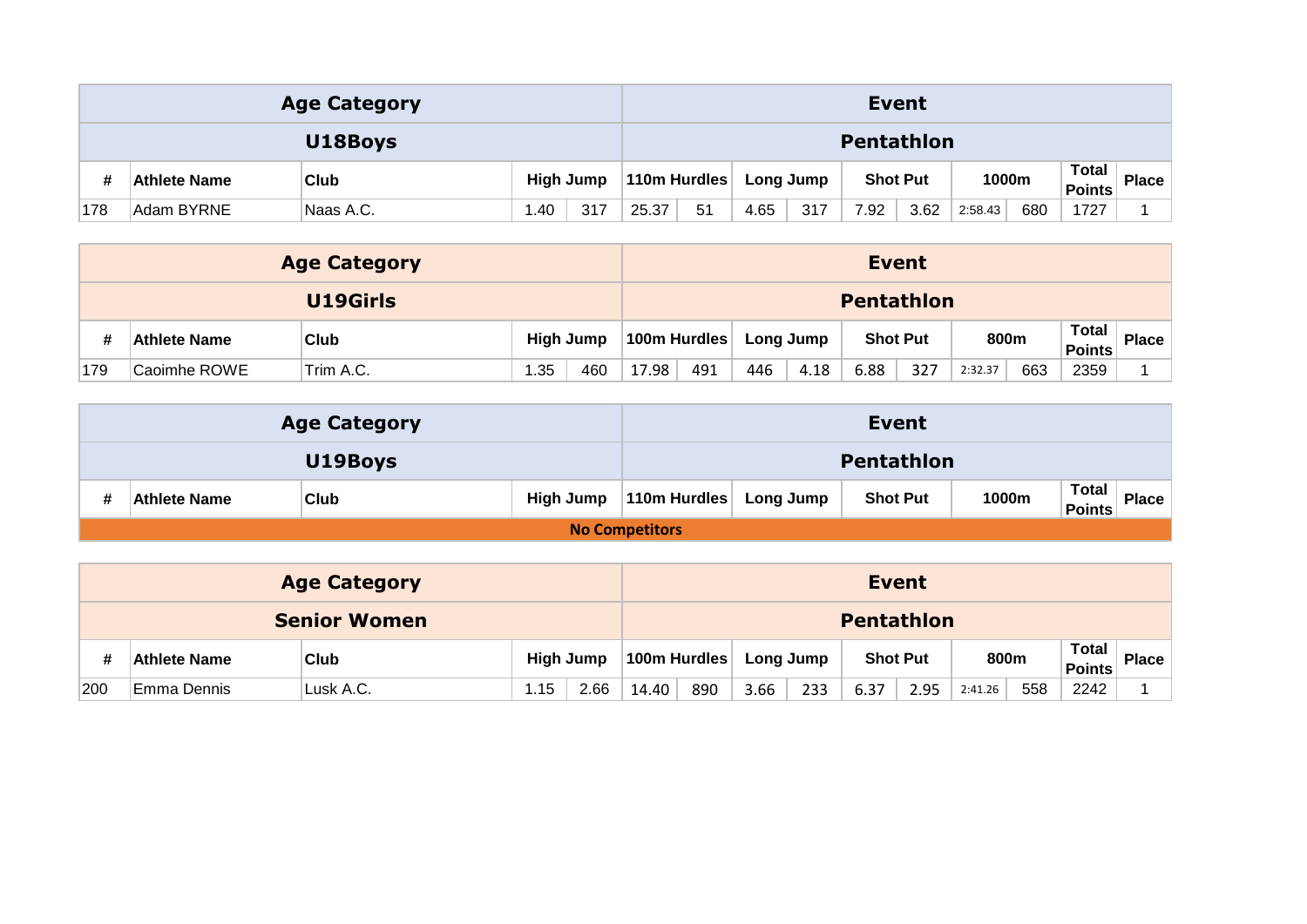| Age Category | | | Event | | | | | | | | | | | |
|---|---|---|---|---|---|---|---|---|---|---|---|---|---|---|
| U18Boys | | | Pentathlon | | | | | | | | | | | |
| # | Athlete Name | Club | High Jump | | 110m Hurdles | | Long Jump | | Shot Put | | 1000m | | Total Points | Place |
| 178 | Adam BYRNE | Naas A.C. | 1.40 | 317 | 25.37 | 51 | 4.65 | 317 | 7.92 | 3.62 | 2:58.43 | 680 | 1727 | 1 |

| Age Category | | | Event | | | | | | | | | | | |
|---|---|---|---|---|---|---|---|---|---|---|---|---|---|---|
| U19Girls | | | Pentathlon | | | | | | | | | | | |
| # | Athlete Name | Club | High Jump | | 100m Hurdles | | Long Jump | | Shot Put | | 800m | | Total Points | Place |
| 179 | Caoimhe ROWE | Trim A.C. | 1.35 | 460 | 17.98 | 491 | 446 | 4.18 | 6.88 | 327 | 2:32.37 | 663 | 2359 | 1 |

| Age Category | | | Event | | | | | | | |
|---|---|---|---|---|---|---|---|---|---|---|
| U19Boys | | | Pentathlon | | | | | | | |
| # | Athlete Name | Club | High Jump | 110m Hurdles | Long Jump | Shot Put | 1000m | Total Points | Place |
| **No Competitors** | | | | | | | | | |

| Age Category | | | Event | | | | | | | | | | | |
|---|---|---|---|---|---|---|---|---|---|---|---|---|---|---|
| Senior Women | | | Pentathlon | | | | | | | | | | | |
| # | Athlete Name | Club | High Jump | | 100m Hurdles | | Long Jump | | Shot Put | | 800m | | Total Points | Place |
| 200 | Emma Dennis | Lusk A.C. | 1.15 | 2.66 | 14.40 | 890 | 3.66 | 233 | 6.37 | 2.95 | 2:41.26 | 558 | 2242 | 1 |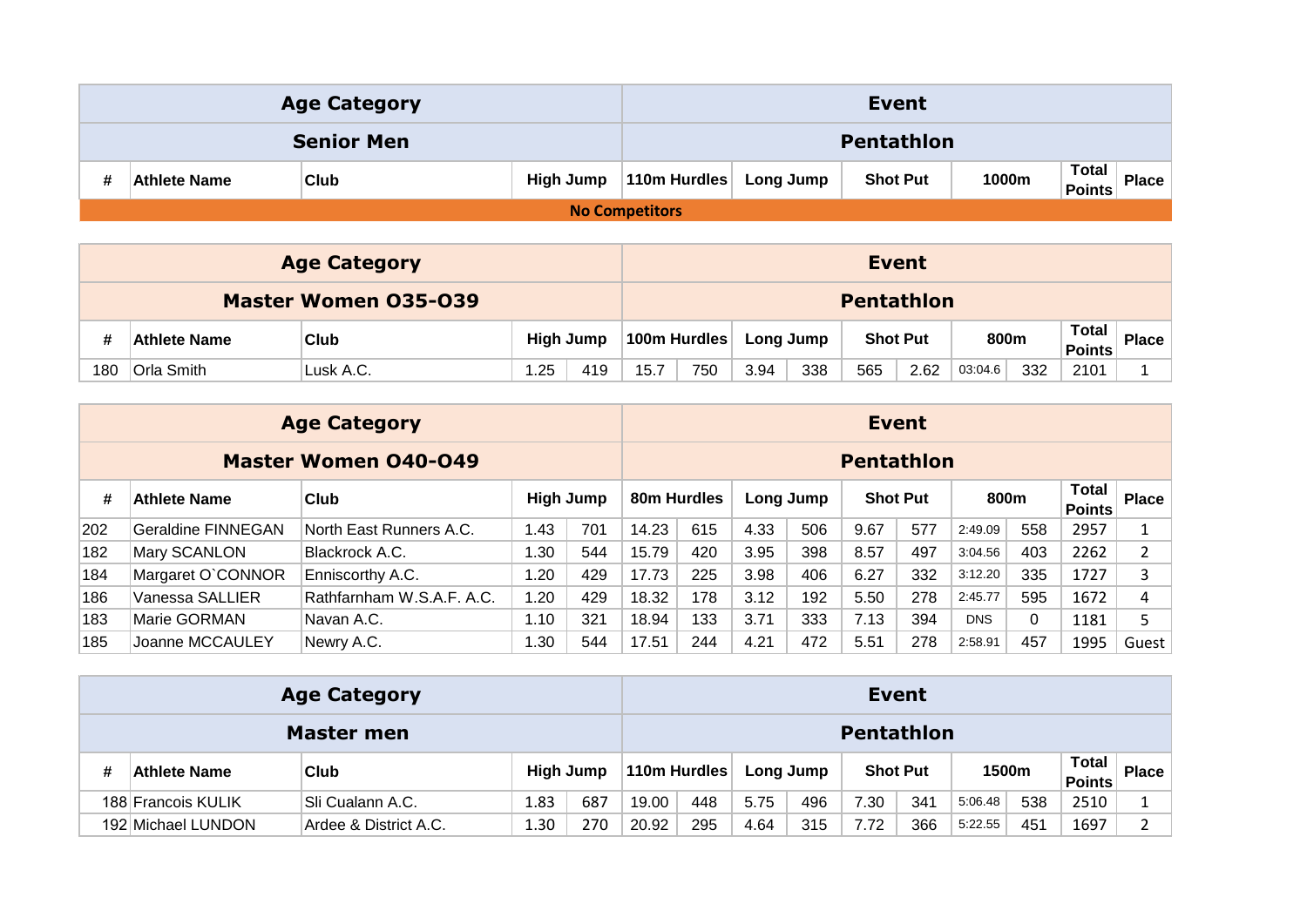| Age Category | | | Event | | | | | | | | | | | |
|---|---|---|---|---|---|---|---|---|---|---|---|---|---|---|
| Senior Men | | | Pentathlon | | | | | | | | | | | |
| # | Athlete Name | Club | High Jump | | 110m Hurdles | | Long Jump | | Shot Put | | 1000m | | Total Points | Place |
| No Competitors | | | | | | | | | | | | | | |

| Age Category | | | Event | | | | | | | | | | | |
|---|---|---|---|---|---|---|---|---|---|---|---|---|---|---|
| Master Women O35-O39 | | | Pentathlon | | | | | | | | | | | |
| # | Athlete Name | Club | High Jump | | 100m Hurdles | | Long Jump | | Shot Put | | 800m | | Total Points | Place |
| 180 | Orla Smith | Lusk A.C. | 1.25 | 419 | 15.7 | 750 | 3.94 | 338 | 565 | 2.62 | 03:04.6 | 332 | 2101 | 1 |

| Age Category | | | Event | | | | | | | | | | | |
|---|---|---|---|---|---|---|---|---|---|---|---|---|---|---|
| Master Women O40-O49 | | | Pentathlon | | | | | | | | | | | |
| # | Athlete Name | Club | High Jump | | 80m Hurdles | | Long Jump | | Shot Put | | 800m | | Total Points | Place |
| 202 | Geraldine FINNEGAN | North East Runners A.C. | 1.43 | 701 | 14.23 | 615 | 4.33 | 506 | 9.67 | 577 | 2:49.09 | 558 | 2957 | 1 |
| 182 | Mary SCANLON | Blackrock A.C. | 1.30 | 544 | 15.79 | 420 | 3.95 | 398 | 8.57 | 497 | 3:04.56 | 403 | 2262 | 2 |
| 184 | Margaret O`CONNOR | Enniscorthy A.C. | 1.20 | 429 | 17.73 | 225 | 3.98 | 406 | 6.27 | 332 | 3:12.20 | 335 | 1727 | 3 |
| 186 | Vanessa SALLIER | Rathfarnham W.S.A.F. A.C. | 1.20 | 429 | 18.32 | 178 | 3.12 | 192 | 5.50 | 278 | 2:45.77 | 595 | 1672 | 4 |
| 183 | Marie GORMAN | Navan A.C. | 1.10 | 321 | 18.94 | 133 | 3.71 | 333 | 7.13 | 394 | DNS | 0 | 1181 | 5 |
| 185 | Joanne MCCAULEY | Newry A.C. | 1.30 | 544 | 17.51 | 244 | 4.21 | 472 | 5.51 | 278 | 2:58.91 | 457 | 1995 | Guest |

| Age Category | | | Event | | | | | | | | | | | |
|---|---|---|---|---|---|---|---|---|---|---|---|---|---|---|
| Master men | | | Pentathlon | | | | | | | | | | | |
| # | Athlete Name | Club | High Jump | | 110m Hurdles | | Long Jump | | Shot Put | | 1500m | | Total Points | Place |
| 188 | Francois KULIK | Sli Cualann A.C. | 1.83 | 687 | 19.00 | 448 | 5.75 | 496 | 7.30 | 341 | 5:06.48 | 538 | 2510 | 1 |
| 192 | Michael LUNDON | Ardee & District A.C. | 1.30 | 270 | 20.92 | 295 | 4.64 | 315 | 7.72 | 366 | 5:22.55 | 451 | 1697 | 2 |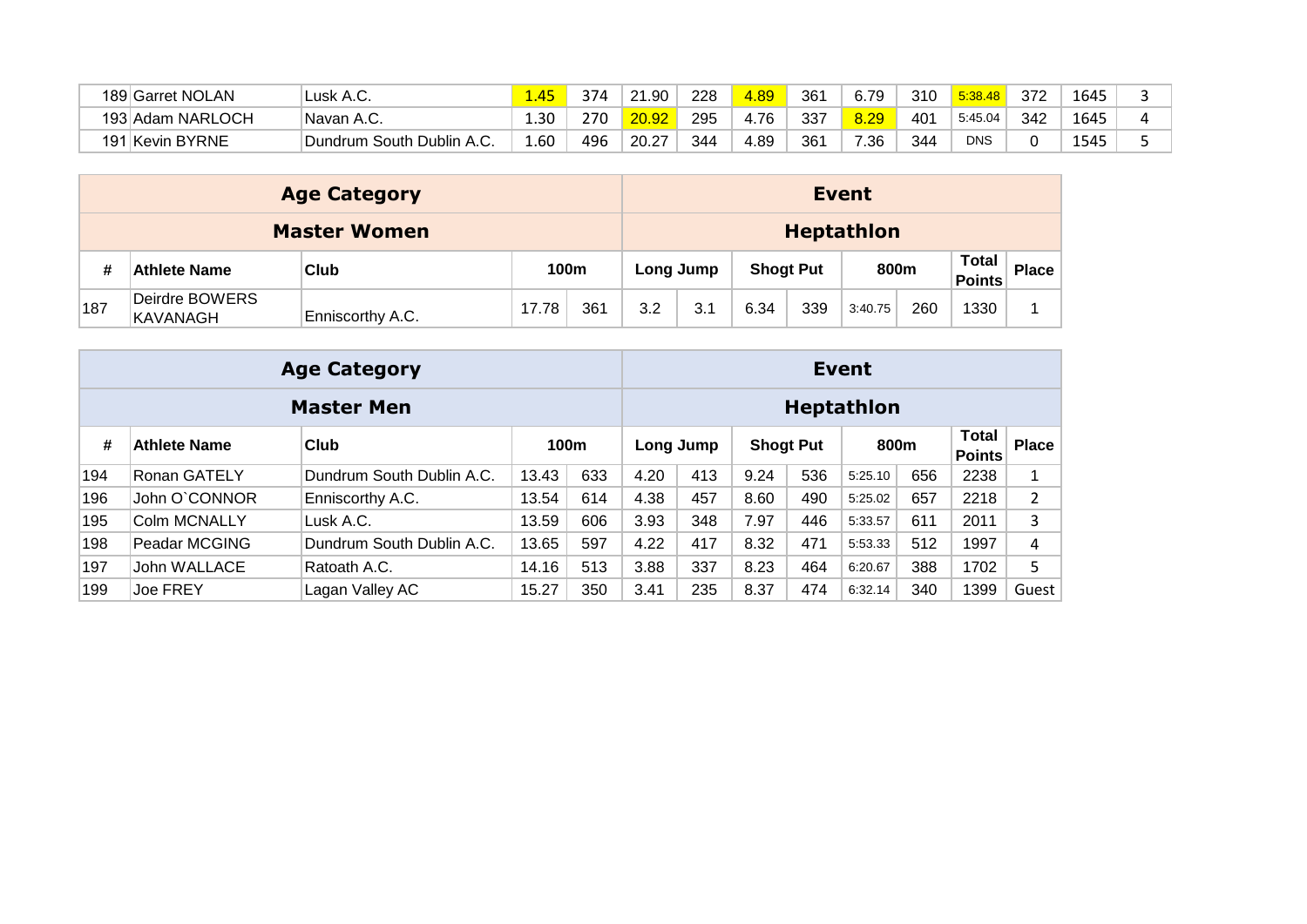| | | | | | | | | | | | | |
|---|---|---|---|---|---|---|---|---|---|---|---|---|
| 189 Garret NOLAN | Lusk A.C. | 1.45 | 374 | 21.90 | 228 | 4.89 | 361 | 6.79 | 310 | 5:38.48 | 372 | 1645 | 3 |
| 193 Adam NARLOCH | Navan A.C. | 1.30 | 270 | 20.92 | 295 | 4.76 | 337 | 8.29 | 401 | 5:45.04 | 342 | 1645 | 4 |
| 191 Kevin BYRNE | Dundrum South Dublin A.C. | 1.60 | 496 | 20.27 | 344 | 4.89 | 361 | 7.36 | 344 | DNS | 0 | 1545 | 5 |

| Age Category | | | | | Event | | | | | | | |
|---|---|---|---|---|---|---|---|---|---|---|---|---|
| Master Women | | | | | Heptathlon | | | | | | | |
| # | Athlete Name | Club | 100m | | Long Jump | | Shogt Put | | 800m | | Total Points | Place |
| 187 | Deirdre BOWERS KAVANAGH | Enniscorthy A.C. | 17.78 | 361 | 3.2 | 3.1 | 6.34 | 339 | 3:40.75 | 260 | 1330 | 1 |

| Age Category | | | | | Event | | | | | | | |
|---|---|---|---|---|---|---|---|---|---|---|---|---|
| Master Men | | | | | Heptathlon | | | | | | | |
| # | Athlete Name | Club | 100m | | Long Jump | | Shogt Put | | 800m | | Total Points | Place |
| 194 | Ronan GATELY | Dundrum South Dublin A.C. | 13.43 | 633 | 4.20 | 413 | 9.24 | 536 | 5:25.10 | 656 | 2238 | 1 |
| 196 | John O`CONNOR | Enniscorthy A.C. | 13.54 | 614 | 4.38 | 457 | 8.60 | 490 | 5:25.02 | 657 | 2218 | 2 |
| 195 | Colm MCNALLY | Lusk A.C. | 13.59 | 606 | 3.93 | 348 | 7.97 | 446 | 5:33.57 | 611 | 2011 | 3 |
| 198 | Peadar MCGING | Dundrum South Dublin A.C. | 13.65 | 597 | 4.22 | 417 | 8.32 | 471 | 5:53.33 | 512 | 1997 | 4 |
| 197 | John WALLACE | Ratoath A.C. | 14.16 | 513 | 3.88 | 337 | 8.23 | 464 | 6:20.67 | 388 | 1702 | 5 |
| 199 | Joe FREY | Lagan Valley AC | 15.27 | 350 | 3.41 | 235 | 8.37 | 474 | 6:32.14 | 340 | 1399 | Guest |